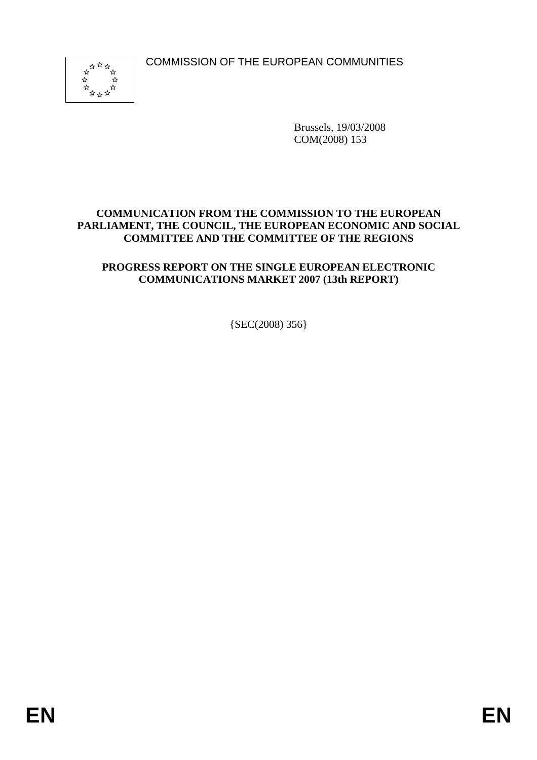COMMISSION OF THE EUROPEAN COMMUNITIES

Brussels, 19/03/2008
COM(2008) 153

**COMMUNICATION FROM THE COMMISSION TO THE EUROPEAN PARLIAMENT, THE COUNCIL, THE EUROPEAN ECONOMIC AND SOCIAL COMMITTEE AND THE COMMITTEE OF THE REGIONS**

**PROGRESS REPORT ON THE SINGLE EUROPEAN ELECTRONIC COMMUNICATIONS MARKET 2007 (13th REPORT)**

{SEC(2008) 356}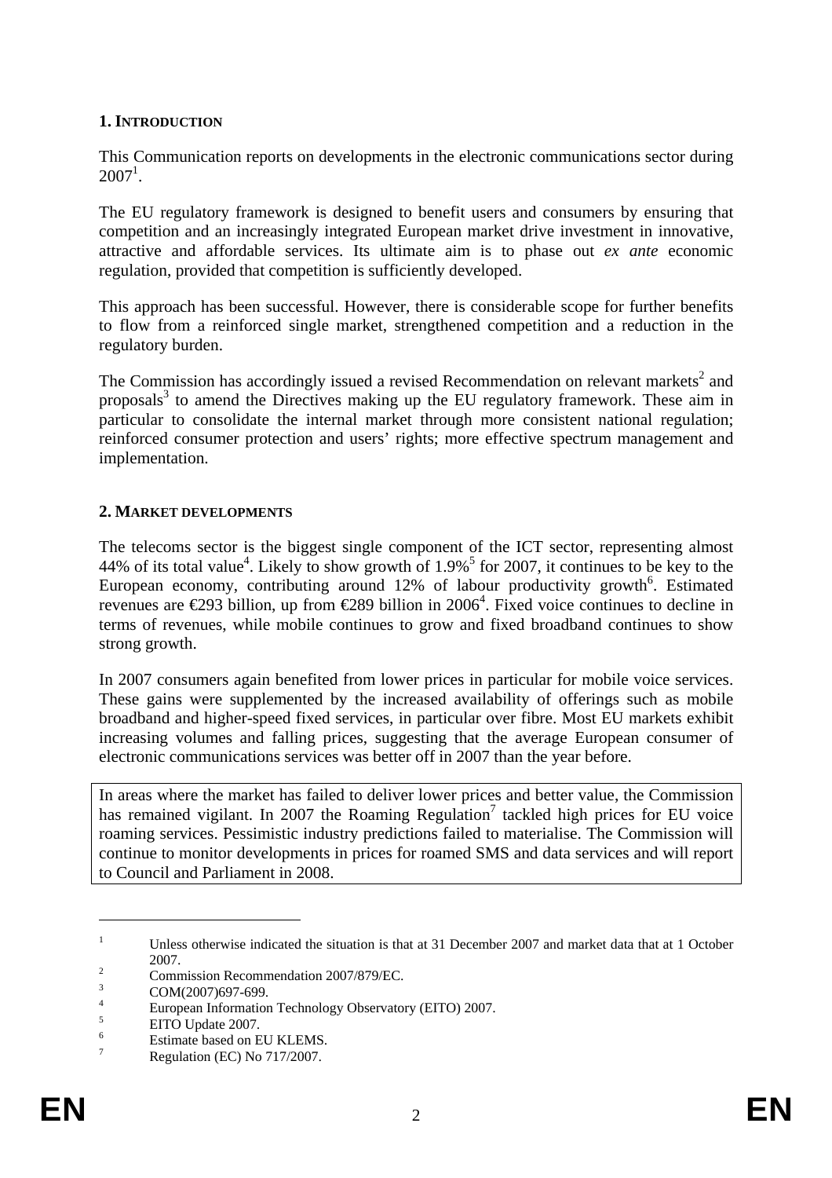## 1. INTRODUCTION

This Communication reports on developments in the electronic communications sector during 2007[1].

The EU regulatory framework is designed to benefit users and consumers by ensuring that competition and an increasingly integrated European market drive investment in innovative, attractive and affordable services. Its ultimate aim is to phase out *ex ante* economic regulation, provided that competition is sufficiently developed.

This approach has been successful. However, there is considerable scope for further benefits to flow from a reinforced single market, strengthened competition and a reduction in the regulatory burden.

The Commission has accordingly issued a revised Recommendation on relevant markets[2] and proposals[3] to amend the Directives making up the EU regulatory framework. These aim in particular to consolidate the internal market through more consistent national regulation; reinforced consumer protection and users' rights; more effective spectrum management and implementation.

## 2. MARKET DEVELOPMENTS

The telecoms sector is the biggest single component of the ICT sector, representing almost 44% of its total value[4]. Likely to show growth of 1.9%[5] for 2007, it continues to be key to the European economy, contributing around 12% of labour productivity growth[6]. Estimated revenues are €293 billion, up from €289 billion in 2006[4]. Fixed voice continues to decline in terms of revenues, while mobile continues to grow and fixed broadband continues to show strong growth.

In 2007 consumers again benefited from lower prices in particular for mobile voice services. These gains were supplemented by the increased availability of offerings such as mobile broadband and higher-speed fixed services, in particular over fibre. Most EU markets exhibit increasing volumes and falling prices, suggesting that the average European consumer of electronic communications services was better off in 2007 than the year before.

In areas where the market has failed to deliver lower prices and better value, the Commission has remained vigilant. In 2007 the Roaming Regulation[7] tackled high prices for EU voice roaming services. Pessimistic industry predictions failed to materialise. The Commission will continue to monitor developments in prices for roamed SMS and data services and will report to Council and Parliament in 2008.

---

[1] Unless otherwise indicated the situation is that at 31 December 2007 and market data that at 1 October 2007.

[2] Commission Recommendation 2007/879/EC.

[3] COM(2007)697-699.

[4] European Information Technology Observatory (EITO) 2007.

[5] EITO Update 2007.

[6] Estimate based on EU KLEMS.

[7] Regulation (EC) No 717/2007.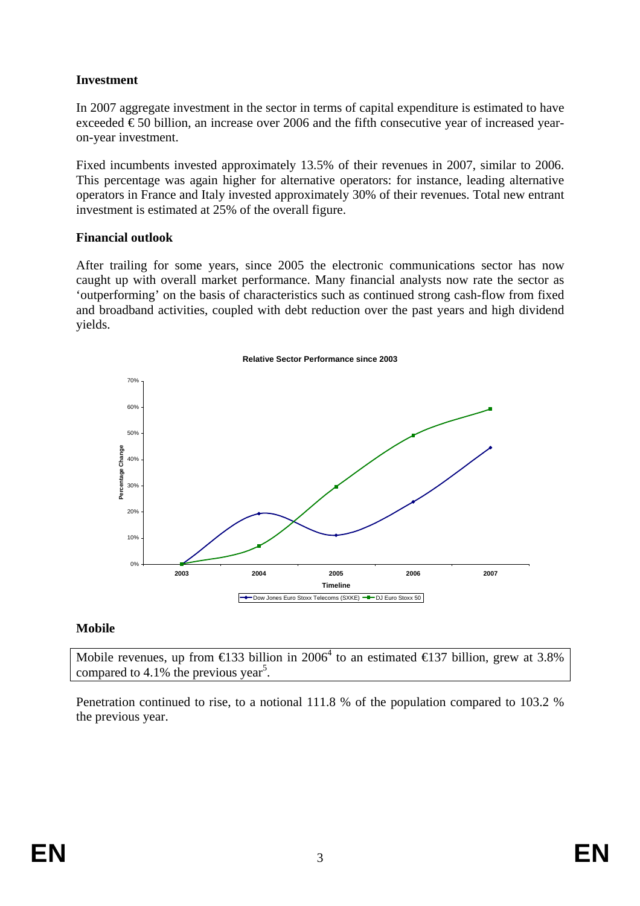### Investment

In 2007 aggregate investment in the sector in terms of capital expenditure is estimated to have exceeded € 50 billion, an increase over 2006 and the fifth consecutive year of increased year-on-year investment.

Fixed incumbents invested approximately 13.5% of their revenues in 2007, similar to 2006. This percentage was again higher for alternative operators: for instance, leading alternative operators in France and Italy invested approximately 30% of their revenues. Total new entrant investment is estimated at 25% of the overall figure.

### Financial outlook

After trailing for some years, since 2005 the electronic communications sector has now caught up with overall market performance. Many financial analysts now rate the sector as 'outperforming' on the basis of characteristics such as continued strong cash-flow from fixed and broadband activities, coupled with debt reduction over the past years and high dividend yields.

**Relative Sector Performance since 2003**

Percentage Change (0%–70%) by Timeline (2003–2007); series: Dow Jones Euro Stoxx Telecoms (SXKE), DJ Euro Stoxx 50

### Mobile

Mobile revenues, up from €133 billion in 2006[4] to an estimated €137 billion, grew at 3.8% compared to 4.1% the previous year[5].

Penetration continued to rise, to a notional 111.8 % of the population compared to 103.2 % the previous year.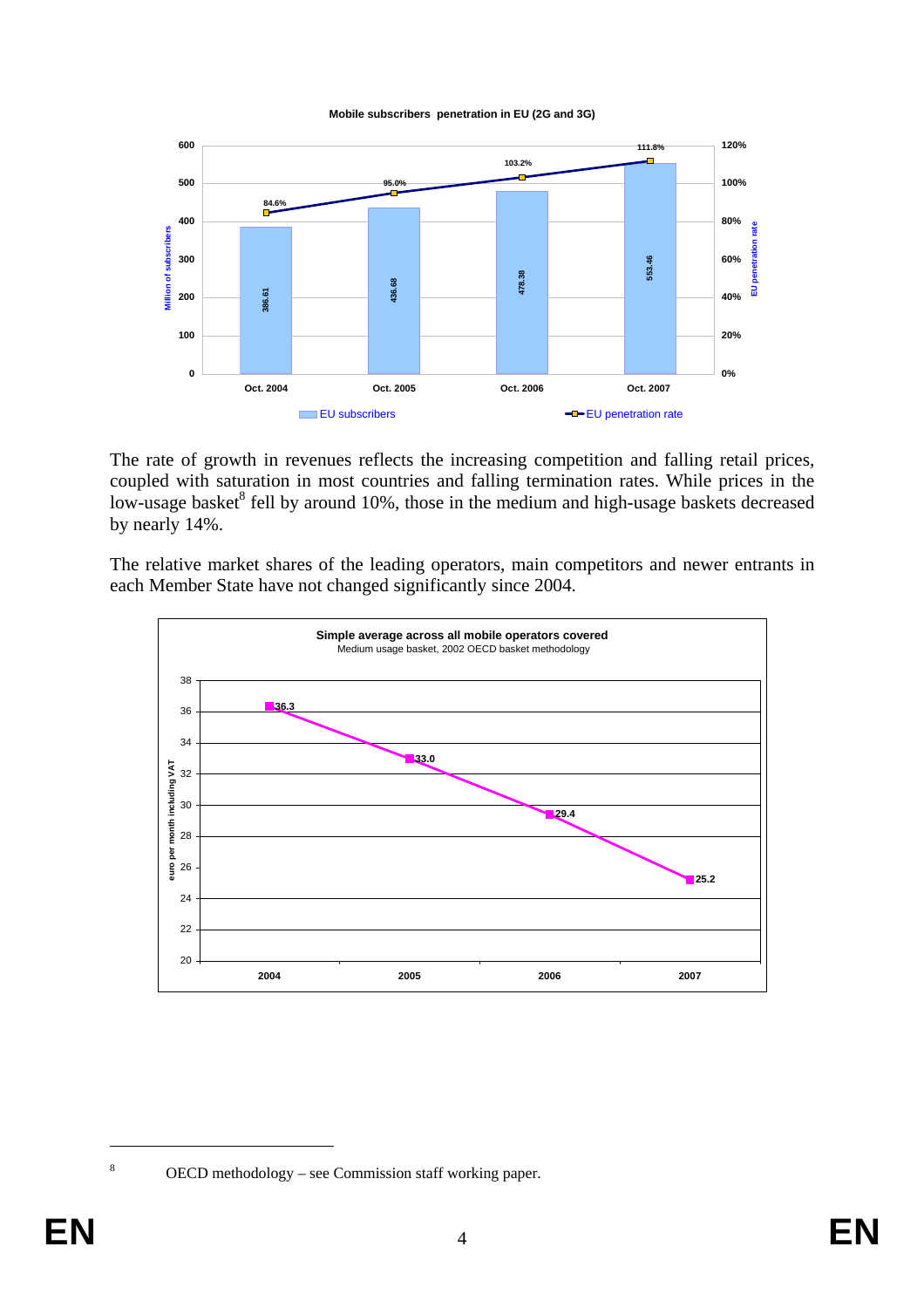**Mobile subscribers penetration in EU (2G and 3G)**

| | Oct. 2004 | Oct. 2005 | Oct. 2006 | Oct. 2007 |
|---|---|---|---|---|
| EU subscribers (Million of subscribers) | 386.61 | 436.68 | 478.38 | 553.46 |
| EU penetration rate | 84.6% | 95.0% | 103.2% | 111.8% |

The rate of growth in revenues reflects the increasing competition and falling retail prices, coupled with saturation in most countries and falling termination rates. While prices in the low-usage basket[8] fell by around 10%, those in the medium and high-usage baskets decreased by nearly 14%.

The relative market shares of the leading operators, main competitors and newer entrants in each Member State have not changed significantly since 2004.

**Simple average across all mobile operators covered**
Medium usage basket, 2002 OECD basket methodology

| | 2004 | 2005 | 2006 | 2007 |
|---|---|---|---|---|
| euro per month including VAT | 36.3 | 33.0 | 29.4 | 25.2 |

[8] OECD methodology – see Commission staff working paper.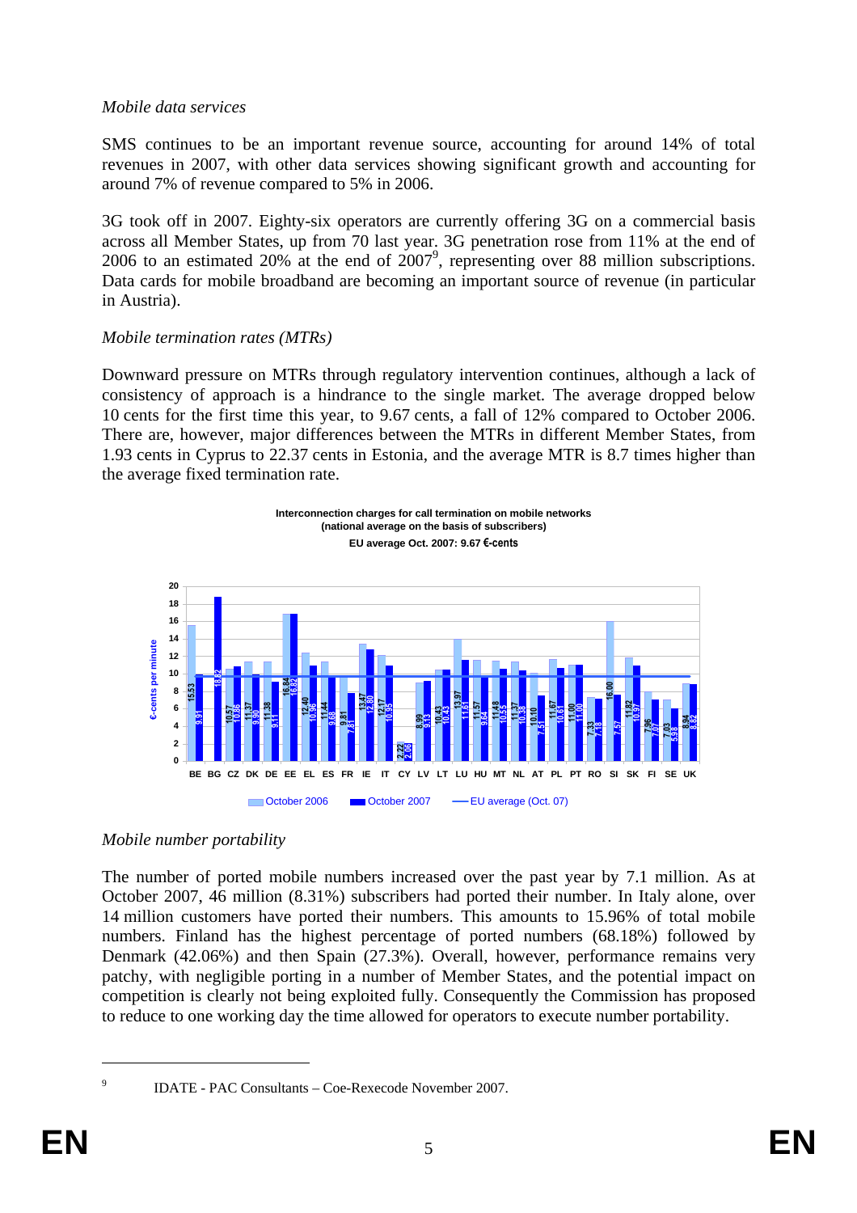*Mobile data services*

SMS continues to be an important revenue source, accounting for around 14% of total revenues in 2007, with other data services showing significant growth and accounting for around 7% of revenue compared to 5% in 2006.

3G took off in 2007. Eighty-six operators are currently offering 3G on a commercial basis across all Member States, up from 70 last year. 3G penetration rose from 11% at the end of 2006 to an estimated 20% at the end of 2007[9], representing over 88 million subscriptions. Data cards for mobile broadband are becoming an important source of revenue (in particular in Austria).

*Mobile termination rates (MTRs)*

Downward pressure on MTRs through regulatory intervention continues, although a lack of consistency of approach is a hindrance to the single market. The average dropped below 10 cents for the first time this year, to 9.67 cents, a fall of 12% compared to October 2006. There are, however, major differences between the MTRs in different Member States, from 1.93 cents in Cyprus to 22.37 cents in Estonia, and the average MTR is 8.7 times higher than the average fixed termination rate.

**Interconnection charges for call termination on mobile networks**
**(national average on the basis of subscribers)**
**EU average Oct. 2007: 9.67 €-cents**

| €-cents per minute | October 2006 | October 2007 |
|---|---|---|
| BE | 15.53 | 9.91 |
| BG | | 18.82 |
| CZ | 10.57 | 10.86 |
| DK | 11.37 | 9.90 |
| DE | 11.38 | 9.11 |
| EE | 16.84 | 16.82 |
| EL | 12.40 | 10.96 |
| ES | 11.44 | 9.68 |
| FR | 9.81 | 7.81 |
| IE | 13.47 | 12.80 |
| IT | 12.17 | 10.95 |
| CY | 2.22 | 2.06 |
| LV | 8.99 | 9.13 |
| LT | 10.43 | 10.43 |
| LU | 13.97 | 11.61 |
| HU | 11.57 | 9.64 |
| MT | 11.48 | 10.55 |
| NL | 11.37 | 10.38 |
| AT | 10.10 | 7.51 |
| PL | 11.67 | 10.61 |
| PT | 11.00 | 11.00 |
| RO | 7.33 | 7.18 |
| SI | 16.00 | 7.57 |
| SK | 11.82 | 10.97 |
| FI | 7.96 | 7.07 |
| SE | 7.03 | 5.98 |
| UK | 8.94 | 8.82 |

October 2006 — October 2007 — EU average (Oct. 07)

*Mobile number portability*

The number of ported mobile numbers increased over the past year by 7.1 million. As at October 2007, 46 million (8.31%) subscribers had ported their number. In Italy alone, over 14 million customers have ported their numbers. This amounts to 15.96% of total mobile numbers. Finland has the highest percentage of ported numbers (68.18%) followed by Denmark (42.06%) and then Spain (27.3%). Overall, however, performance remains very patchy, with negligible porting in a number of Member States, and the potential impact on competition is clearly not being exploited fully. Consequently the Commission has proposed to reduce to one working day the time allowed for operators to execute number portability.

[9] IDATE - PAC Consultants – Coe-Rexecode November 2007.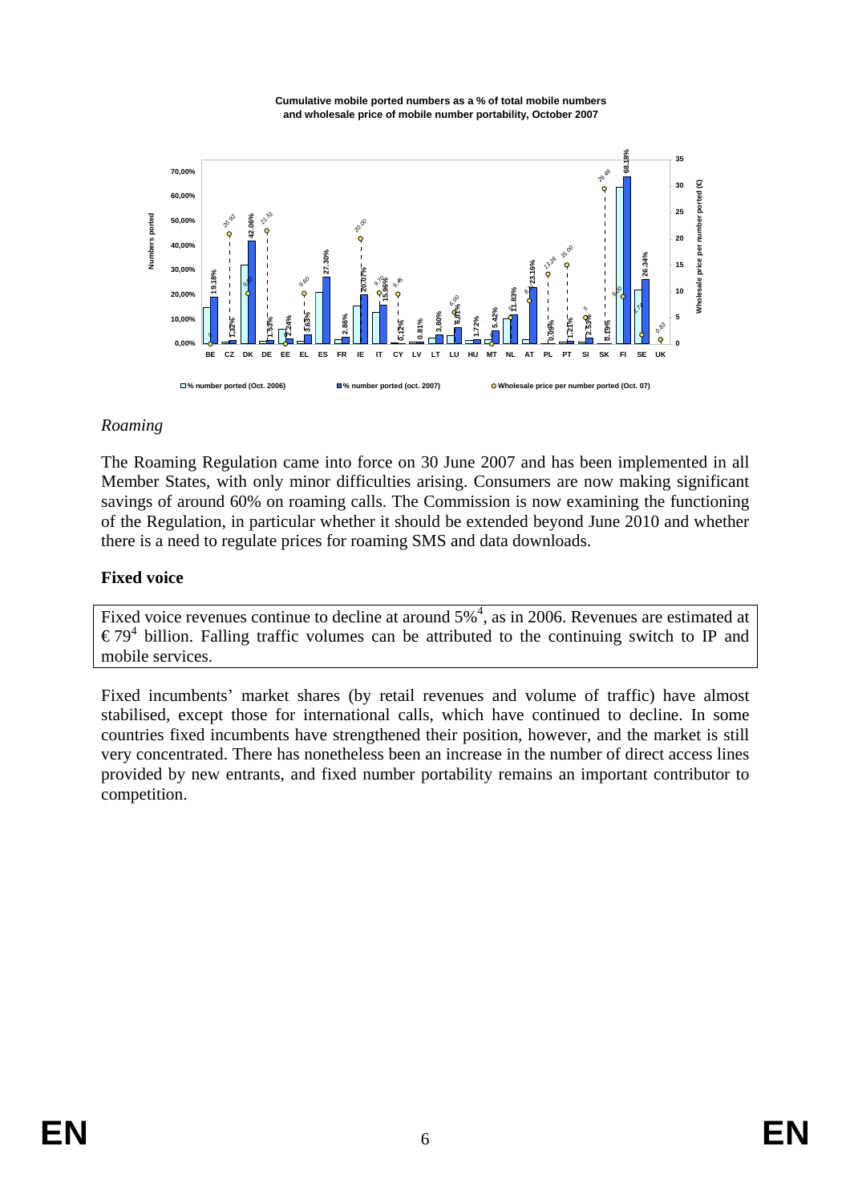**Cumulative mobile ported numbers as a % of total mobile numbers and wholesale price of mobile number portability, October 2007**

## *Roaming*

The Roaming Regulation came into force on 30 June 2007 and has been implemented in all Member States, with only minor difficulties arising. Consumers are now making significant savings of around 60% on roaming calls. The Commission is now examining the functioning of the Regulation, in particular whether it should be extended beyond June 2010 and whether there is a need to regulate prices for roaming SMS and data downloads.

## **Fixed voice**

Fixed voice revenues continue to decline at around 5%[4], as in 2006. Revenues are estimated at € 79[4] billion. Falling traffic volumes can be attributed to the continuing switch to IP and mobile services.

Fixed incumbents' market shares (by retail revenues and volume of traffic) have almost stabilised, except those for international calls, which have continued to decline. In some countries fixed incumbents have strengthened their position, however, and the market is still very concentrated. There has nonetheless been an increase in the number of direct access lines provided by new entrants, and fixed number portability remains an important contributor to competition.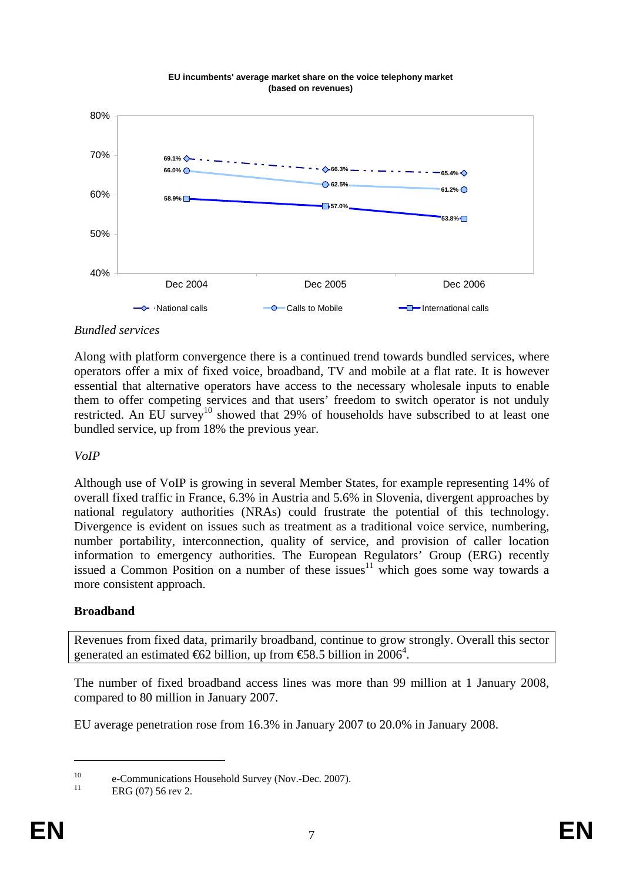**EU incumbents' average market share on the voice telephony market (based on revenues)**

| | Dec 2004 | Dec 2005 | Dec 2006 |
|---|---|---|---|
| National calls | 69.1% | 66.3% | 65.4% |
| Calls to Mobile | 66.0% | 62.5% | 61.2% |
| International calls | 58.9% | 57.0% | 53.8% |

*Bundled services*

Along with platform convergence there is a continued trend towards bundled services, where operators offer a mix of fixed voice, broadband, TV and mobile at a flat rate. It is however essential that alternative operators have access to the necessary wholesale inputs to enable them to offer competing services and that users' freedom to switch operator is not unduly restricted. An EU survey[10] showed that 29% of households have subscribed to at least one bundled service, up from 18% the previous year.

*VoIP*

Although use of VoIP is growing in several Member States, for example representing 14% of overall fixed traffic in France, 6.3% in Austria and 5.6% in Slovenia, divergent approaches by national regulatory authorities (NRAs) could frustrate the potential of this technology. Divergence is evident on issues such as treatment as a traditional voice service, numbering, number portability, interconnection, quality of service, and provision of caller location information to emergency authorities. The European Regulators' Group (ERG) recently issued a Common Position on a number of these issues[11] which goes some way towards a more consistent approach.

**Broadband**

| Revenues from fixed data, primarily broadband, continue to grow strongly. Overall this sector generated an estimated €62 billion, up from €58.5 billion in 2006[4]. |
|---|

The number of fixed broadband access lines was more than 99 million at 1 January 2008, compared to 80 million in January 2007.

EU average penetration rose from 16.3% in January 2007 to 20.0% in January 2008.

---

[10] e-Communications Household Survey (Nov.-Dec. 2007).

[11] ERG (07) 56 rev 2.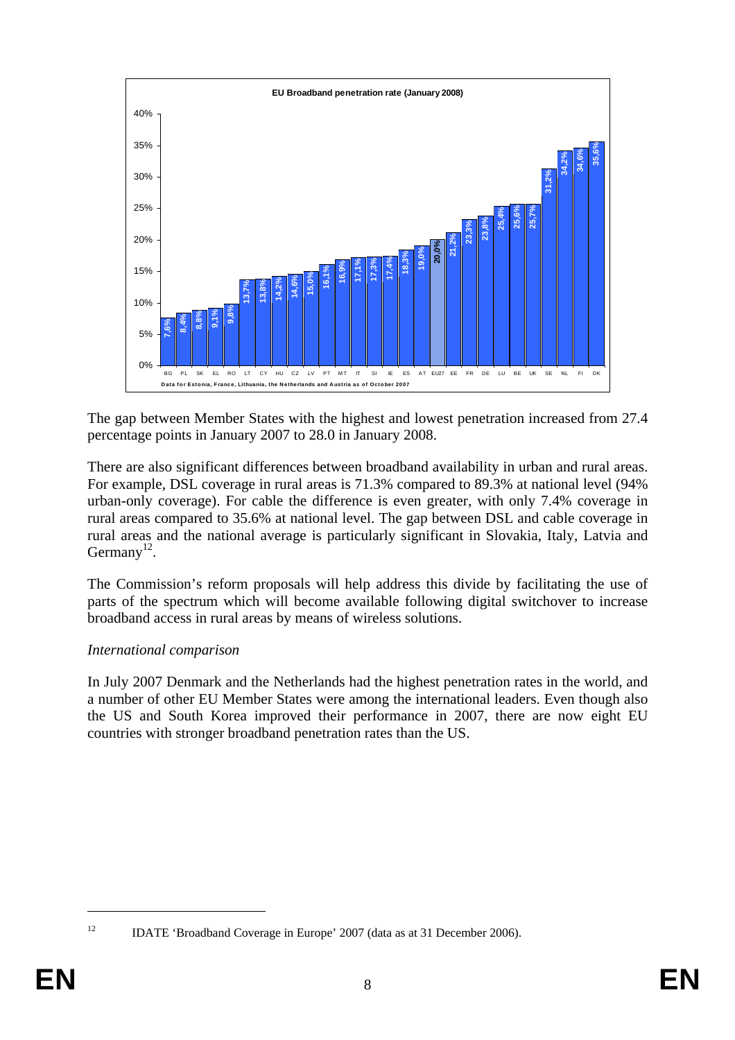**EU Broadband penetration rate (January 2008)**

| Country | Penetration rate |
|---|---|
| BG | 7,6% |
| PL | 8,4% |
| SK | 8,8% |
| EL | 9,1% |
| RO | 9,8% |
| LT | 13,7% |
| CY | 13,8% |
| HU | 14,2% |
| CZ | 14,6% |
| LV | 15,0% |
| PT | 16,1% |
| MT | 16,9% |
| IT | 17,1% |
| SI | 17,3% |
| IE | 17,4% |
| ES | 18,3% |
| AT | 19,0% |
| EU27 | 20,0% |
| EE | 21,2% |
| FR | 23,3% |
| DE | 23,8% |
| LU | 25,4% |
| BE | 25,6% |
| UK | 25,7% |
| SE | 31,2% |
| NL | 34,2% |
| FI | 34,6% |
| DK | 35,6% |

Data for Estonia, France, Lithuania, the Netherlands and Austria as of October 2007

The gap between Member States with the highest and lowest penetration increased from 27.4 percentage points in January 2007 to 28.0 in January 2008.

There are also significant differences between broadband availability in urban and rural areas. For example, DSL coverage in rural areas is 71.3% compared to 89.3% at national level (94% urban-only coverage). For cable the difference is even greater, with only 7.4% coverage in rural areas compared to 35.6% at national level. The gap between DSL and cable coverage in rural areas and the national average is particularly significant in Slovakia, Italy, Latvia and Germany[12].

The Commission's reform proposals will help address this divide by facilitating the use of parts of the spectrum which will become available following digital switchover to increase broadband access in rural areas by means of wireless solutions.

*International comparison*

In July 2007 Denmark and the Netherlands had the highest penetration rates in the world, and a number of other EU Member States were among the international leaders. Even though also the US and South Korea improved their performance in 2007, there are now eight EU countries with stronger broadband penetration rates than the US.

[12] IDATE 'Broadband Coverage in Europe' 2007 (data as at 31 December 2006).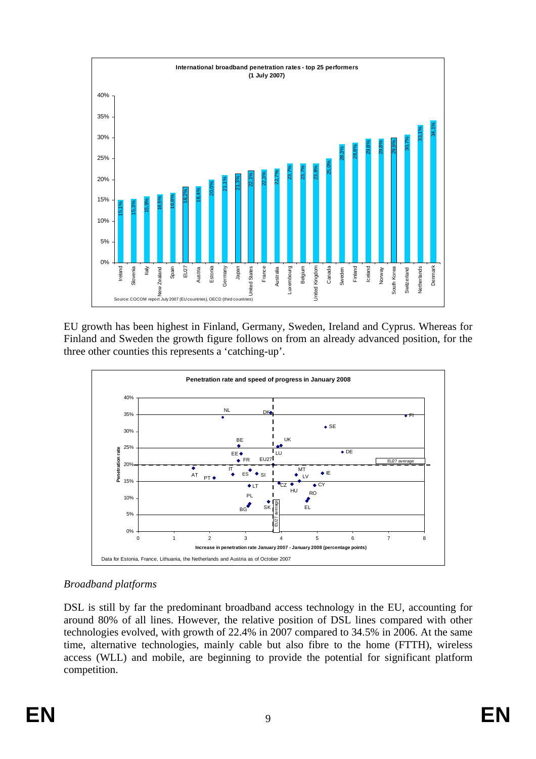**International broadband penetration rates - top 25 performers (1 July 2007)**

| Country | Penetration rate |
|---|---|
| Ireland | 15,1% |
| Slovenia | 15,3% |
| Italy | 15,9% |
| New Zealand | 16,5% |
| Spain | 16,8% |
| EU27 | 18,2% |
| Austria | 18,4% |
| Estonia | 20,0% |
| Germany | 21,1% |
| Japan | 21,3% |
| United States | 22,1% |
| France | 22,3% |
| Australia | 22,7% |
| Luxembourg | 23,7% |
| Belgium | 23,7% |
| United Kingdom | 23,8% |
| Canada | 25,0% |
| Sweden | 28,3% |
| Finland | 28,8% |
| Iceland | 29,8% |
| Norway | 29,8% |
| South Korea | 29,9% |
| Switzerland | 30,7% |
| Netherlands | 33,1% |
| Denmark | 34,1% |

Source: COCOM report July 2007 (EU countries), OECD (third countries)

EU growth has been highest in Finland, Germany, Sweden, Ireland and Cyprus. Whereas for Finland and Sweden the growth figure follows on from an already advanced position, for the three other counties this represents a 'catching-up'.

**Penetration rate and speed of progress in January 2008**

Penetration rate (vertical axis); Increase in penetration rate January 2007 - January 2008 (percentage points) (horizontal axis). EU27 average.

Data for Estonia, France, Lithuania, the Netherlands and Austria as of October 2007

*Broadband platforms*

DSL is still by far the predominant broadband access technology in the EU, accounting for around 80% of all lines. However, the relative position of DSL lines compared with other technologies evolved, with growth of 22.4% in 2007 compared to 34.5% in 2006. At the same time, alternative technologies, mainly cable but also fibre to the home (FTTH), wireless access (WLL) and mobile, are beginning to provide the potential for significant platform competition.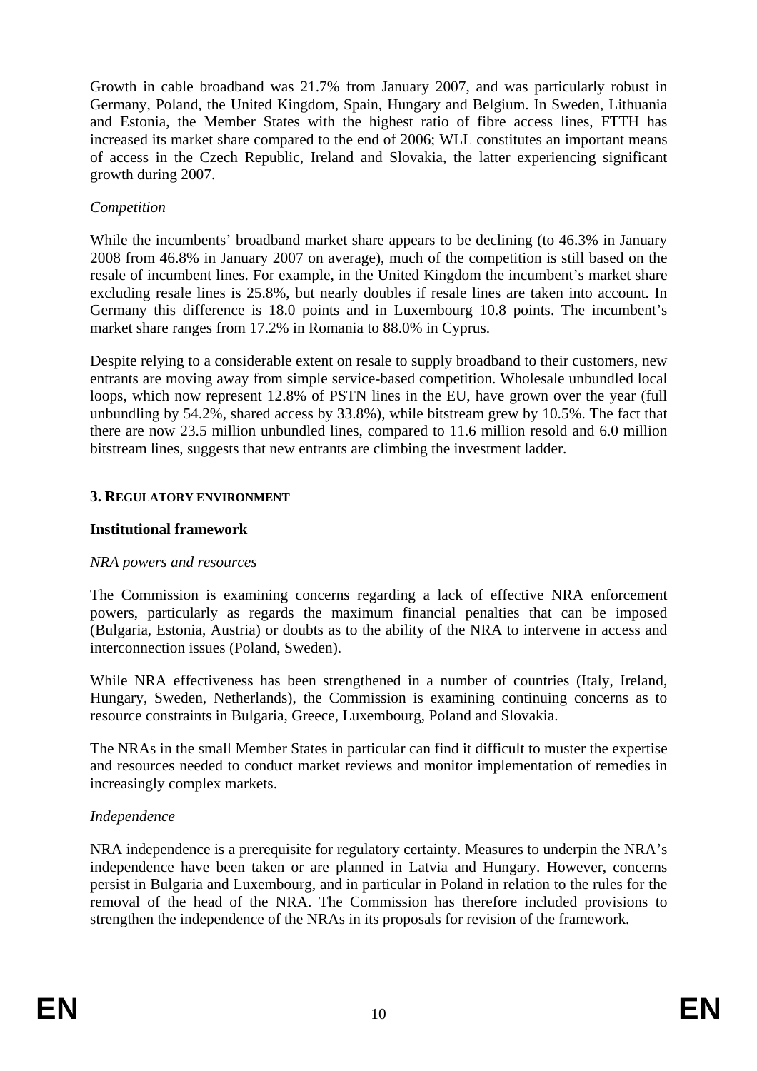Growth in cable broadband was 21.7% from January 2007, and was particularly robust in Germany, Poland, the United Kingdom, Spain, Hungary and Belgium. In Sweden, Lithuania and Estonia, the Member States with the highest ratio of fibre access lines, FTTH has increased its market share compared to the end of 2006; WLL constitutes an important means of access in the Czech Republic, Ireland and Slovakia, the latter experiencing significant growth during 2007.

*Competition*

While the incumbents' broadband market share appears to be declining (to 46.3% in January 2008 from 46.8% in January 2007 on average), much of the competition is still based on the resale of incumbent lines. For example, in the United Kingdom the incumbent's market share excluding resale lines is 25.8%, but nearly doubles if resale lines are taken into account. In Germany this difference is 18.0 points and in Luxembourg 10.8 points. The incumbent's market share ranges from 17.2% in Romania to 88.0% in Cyprus.

Despite relying to a considerable extent on resale to supply broadband to their customers, new entrants are moving away from simple service-based competition. Wholesale unbundled local loops, which now represent 12.8% of PSTN lines in the EU, have grown over the year (full unbundling by 54.2%, shared access by 33.8%), while bitstream grew by 10.5%. The fact that there are now 23.5 million unbundled lines, compared to 11.6 million resold and 6.0 million bitstream lines, suggests that new entrants are climbing the investment ladder.

## 3. Regulatory environment

### Institutional framework

*NRA powers and resources*

The Commission is examining concerns regarding a lack of effective NRA enforcement powers, particularly as regards the maximum financial penalties that can be imposed (Bulgaria, Estonia, Austria) or doubts as to the ability of the NRA to intervene in access and interconnection issues (Poland, Sweden).

While NRA effectiveness has been strengthened in a number of countries (Italy, Ireland, Hungary, Sweden, Netherlands), the Commission is examining continuing concerns as to resource constraints in Bulgaria, Greece, Luxembourg, Poland and Slovakia.

The NRAs in the small Member States in particular can find it difficult to muster the expertise and resources needed to conduct market reviews and monitor implementation of remedies in increasingly complex markets.

*Independence*

NRA independence is a prerequisite for regulatory certainty. Measures to underpin the NRA's independence have been taken or are planned in Latvia and Hungary. However, concerns persist in Bulgaria and Luxembourg, and in particular in Poland in relation to the rules for the removal of the head of the NRA. The Commission has therefore included provisions to strengthen the independence of the NRAs in its proposals for revision of the framework.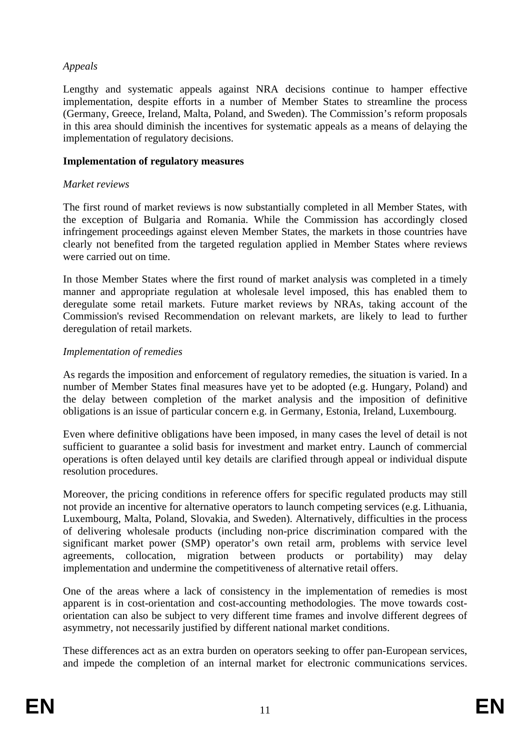*Appeals*

Lengthy and systematic appeals against NRA decisions continue to hamper effective implementation, despite efforts in a number of Member States to streamline the process (Germany, Greece, Ireland, Malta, Poland, and Sweden). The Commission's reform proposals in this area should diminish the incentives for systematic appeals as a means of delaying the implementation of regulatory decisions.

**Implementation of regulatory measures**

*Market reviews*

The first round of market reviews is now substantially completed in all Member States, with the exception of Bulgaria and Romania. While the Commission has accordingly closed infringement proceedings against eleven Member States, the markets in those countries have clearly not benefited from the targeted regulation applied in Member States where reviews were carried out on time.

In those Member States where the first round of market analysis was completed in a timely manner and appropriate regulation at wholesale level imposed, this has enabled them to deregulate some retail markets. Future market reviews by NRAs, taking account of the Commission's revised Recommendation on relevant markets, are likely to lead to further deregulation of retail markets.

*Implementation of remedies*

As regards the imposition and enforcement of regulatory remedies, the situation is varied. In a number of Member States final measures have yet to be adopted (e.g. Hungary, Poland) and the delay between completion of the market analysis and the imposition of definitive obligations is an issue of particular concern e.g. in Germany, Estonia, Ireland, Luxembourg.

Even where definitive obligations have been imposed, in many cases the level of detail is not sufficient to guarantee a solid basis for investment and market entry. Launch of commercial operations is often delayed until key details are clarified through appeal or individual dispute resolution procedures.

Moreover, the pricing conditions in reference offers for specific regulated products may still not provide an incentive for alternative operators to launch competing services (e.g. Lithuania, Luxembourg, Malta, Poland, Slovakia, and Sweden). Alternatively, difficulties in the process of delivering wholesale products (including non-price discrimination compared with the significant market power (SMP) operator's own retail arm, problems with service level agreements, collocation, migration between products or portability) may delay implementation and undermine the competitiveness of alternative retail offers.

One of the areas where a lack of consistency in the implementation of remedies is most apparent is in cost-orientation and cost-accounting methodologies. The move towards cost-orientation can also be subject to very different time frames and involve different degrees of asymmetry, not necessarily justified by different national market conditions.

These differences act as an extra burden on operators seeking to offer pan-European services, and impede the completion of an internal market for electronic communications services.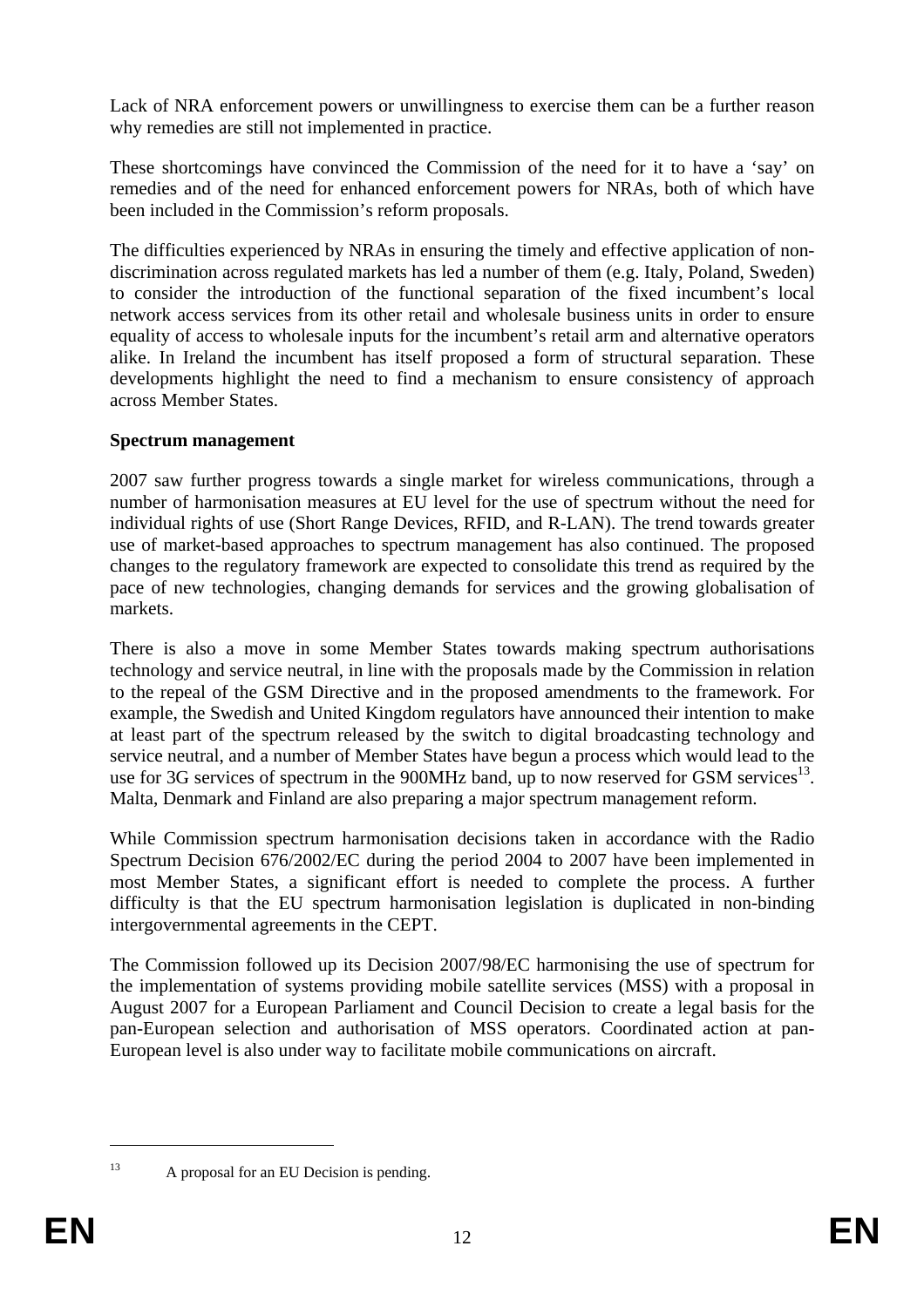Lack of NRA enforcement powers or unwillingness to exercise them can be a further reason why remedies are still not implemented in practice.

These shortcomings have convinced the Commission of the need for it to have a 'say' on remedies and of the need for enhanced enforcement powers for NRAs, both of which have been included in the Commission's reform proposals.

The difficulties experienced by NRAs in ensuring the timely and effective application of non-discrimination across regulated markets has led a number of them (e.g. Italy, Poland, Sweden) to consider the introduction of the functional separation of the fixed incumbent's local network access services from its other retail and wholesale business units in order to ensure equality of access to wholesale inputs for the incumbent's retail arm and alternative operators alike. In Ireland the incumbent has itself proposed a form of structural separation. These developments highlight the need to find a mechanism to ensure consistency of approach across Member States.

**Spectrum management**

2007 saw further progress towards a single market for wireless communications, through a number of harmonisation measures at EU level for the use of spectrum without the need for individual rights of use (Short Range Devices, RFID, and R-LAN). The trend towards greater use of market-based approaches to spectrum management has also continued. The proposed changes to the regulatory framework are expected to consolidate this trend as required by the pace of new technologies, changing demands for services and the growing globalisation of markets.

There is also a move in some Member States towards making spectrum authorisations technology and service neutral, in line with the proposals made by the Commission in relation to the repeal of the GSM Directive and in the proposed amendments to the framework. For example, the Swedish and United Kingdom regulators have announced their intention to make at least part of the spectrum released by the switch to digital broadcasting technology and service neutral, and a number of Member States have begun a process which would lead to the use for 3G services of spectrum in the 900MHz band, up to now reserved for GSM services[13]. Malta, Denmark and Finland are also preparing a major spectrum management reform.

While Commission spectrum harmonisation decisions taken in accordance with the Radio Spectrum Decision 676/2002/EC during the period 2004 to 2007 have been implemented in most Member States, a significant effort is needed to complete the process. A further difficulty is that the EU spectrum harmonisation legislation is duplicated in non-binding intergovernmental agreements in the CEPT.

The Commission followed up its Decision 2007/98/EC harmonising the use of spectrum for the implementation of systems providing mobile satellite services (MSS) with a proposal in August 2007 for a European Parliament and Council Decision to create a legal basis for the pan-European selection and authorisation of MSS operators. Coordinated action at pan-European level is also under way to facilitate mobile communications on aircraft.

---

[13] A proposal for an EU Decision is pending.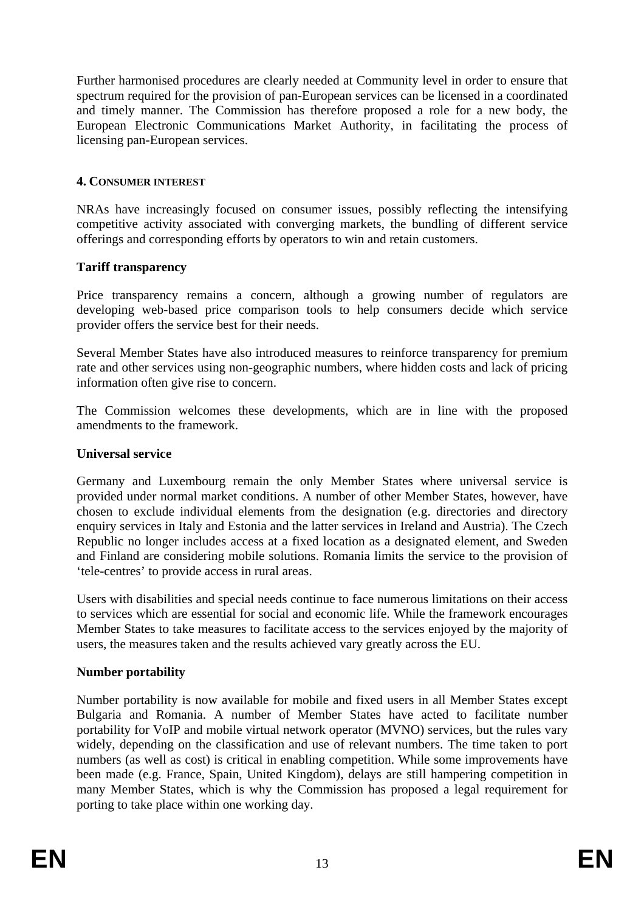Further harmonised procedures are clearly needed at Community level in order to ensure that spectrum required for the provision of pan-European services can be licensed in a coordinated and timely manner. The Commission has therefore proposed a role for a new body, the European Electronic Communications Market Authority, in facilitating the process of licensing pan-European services.

## 4. CONSUMER INTEREST

NRAs have increasingly focused on consumer issues, possibly reflecting the intensifying competitive activity associated with converging markets, the bundling of different service offerings and corresponding efforts by operators to win and retain customers.

### Tariff transparency

Price transparency remains a concern, although a growing number of regulators are developing web-based price comparison tools to help consumers decide which service provider offers the service best for their needs.

Several Member States have also introduced measures to reinforce transparency for premium rate and other services using non-geographic numbers, where hidden costs and lack of pricing information often give rise to concern.

The Commission welcomes these developments, which are in line with the proposed amendments to the framework.

### Universal service

Germany and Luxembourg remain the only Member States where universal service is provided under normal market conditions. A number of other Member States, however, have chosen to exclude individual elements from the designation (e.g. directories and directory enquiry services in Italy and Estonia and the latter services in Ireland and Austria). The Czech Republic no longer includes access at a fixed location as a designated element, and Sweden and Finland are considering mobile solutions. Romania limits the service to the provision of 'tele-centres' to provide access in rural areas.

Users with disabilities and special needs continue to face numerous limitations on their access to services which are essential for social and economic life. While the framework encourages Member States to take measures to facilitate access to the services enjoyed by the majority of users, the measures taken and the results achieved vary greatly across the EU.

### Number portability

Number portability is now available for mobile and fixed users in all Member States except Bulgaria and Romania. A number of Member States have acted to facilitate number portability for VoIP and mobile virtual network operator (MVNO) services, but the rules vary widely, depending on the classification and use of relevant numbers. The time taken to port numbers (as well as cost) is critical in enabling competition. While some improvements have been made (e.g. France, Spain, United Kingdom), delays are still hampering competition in many Member States, which is why the Commission has proposed a legal requirement for porting to take place within one working day.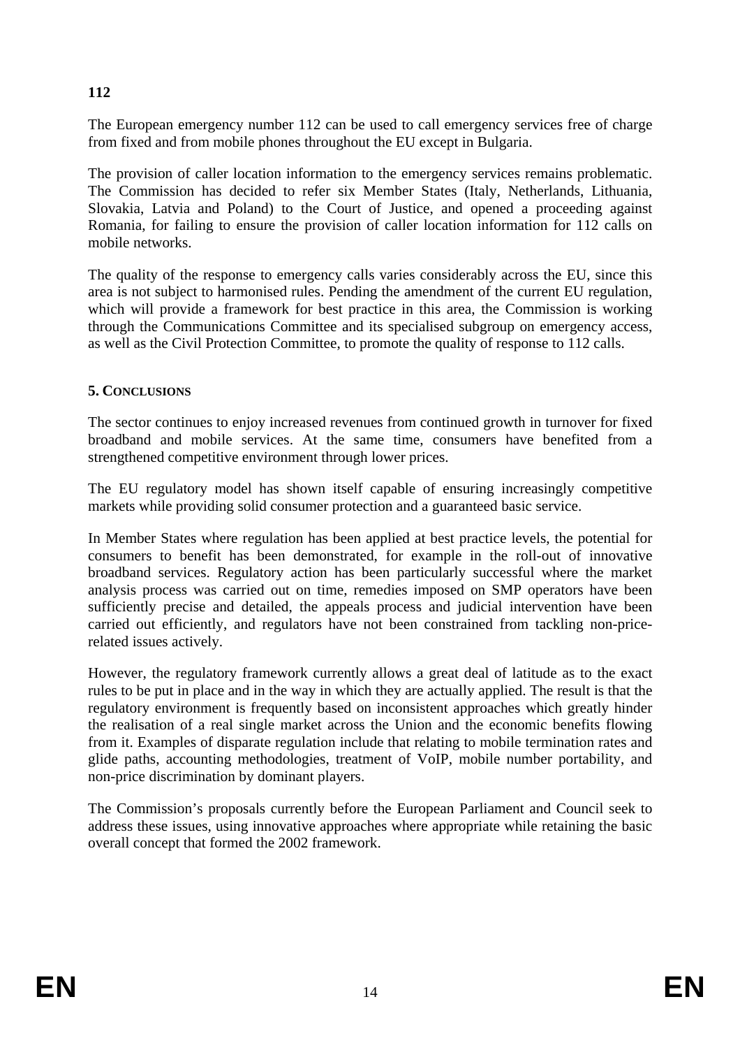**112**

The European emergency number 112 can be used to call emergency services free of charge from fixed and from mobile phones throughout the EU except in Bulgaria.

The provision of caller location information to the emergency services remains problematic. The Commission has decided to refer six Member States (Italy, Netherlands, Lithuania, Slovakia, Latvia and Poland) to the Court of Justice, and opened a proceeding against Romania, for failing to ensure the provision of caller location information for 112 calls on mobile networks.

The quality of the response to emergency calls varies considerably across the EU, since this area is not subject to harmonised rules. Pending the amendment of the current EU regulation, which will provide a framework for best practice in this area, the Commission is working through the Communications Committee and its specialised subgroup on emergency access, as well as the Civil Protection Committee, to promote the quality of response to 112 calls.

## 5. CONCLUSIONS

The sector continues to enjoy increased revenues from continued growth in turnover for fixed broadband and mobile services. At the same time, consumers have benefited from a strengthened competitive environment through lower prices.

The EU regulatory model has shown itself capable of ensuring increasingly competitive markets while providing solid consumer protection and a guaranteed basic service.

In Member States where regulation has been applied at best practice levels, the potential for consumers to benefit has been demonstrated, for example in the roll-out of innovative broadband services. Regulatory action has been particularly successful where the market analysis process was carried out on time, remedies imposed on SMP operators have been sufficiently precise and detailed, the appeals process and judicial intervention have been carried out efficiently, and regulators have not been constrained from tackling non-price-related issues actively.

However, the regulatory framework currently allows a great deal of latitude as to the exact rules to be put in place and in the way in which they are actually applied. The result is that the regulatory environment is frequently based on inconsistent approaches which greatly hinder the realisation of a real single market across the Union and the economic benefits flowing from it. Examples of disparate regulation include that relating to mobile termination rates and glide paths, accounting methodologies, treatment of VoIP, mobile number portability, and non-price discrimination by dominant players.

The Commission's proposals currently before the European Parliament and Council seek to address these issues, using innovative approaches where appropriate while retaining the basic overall concept that formed the 2002 framework.